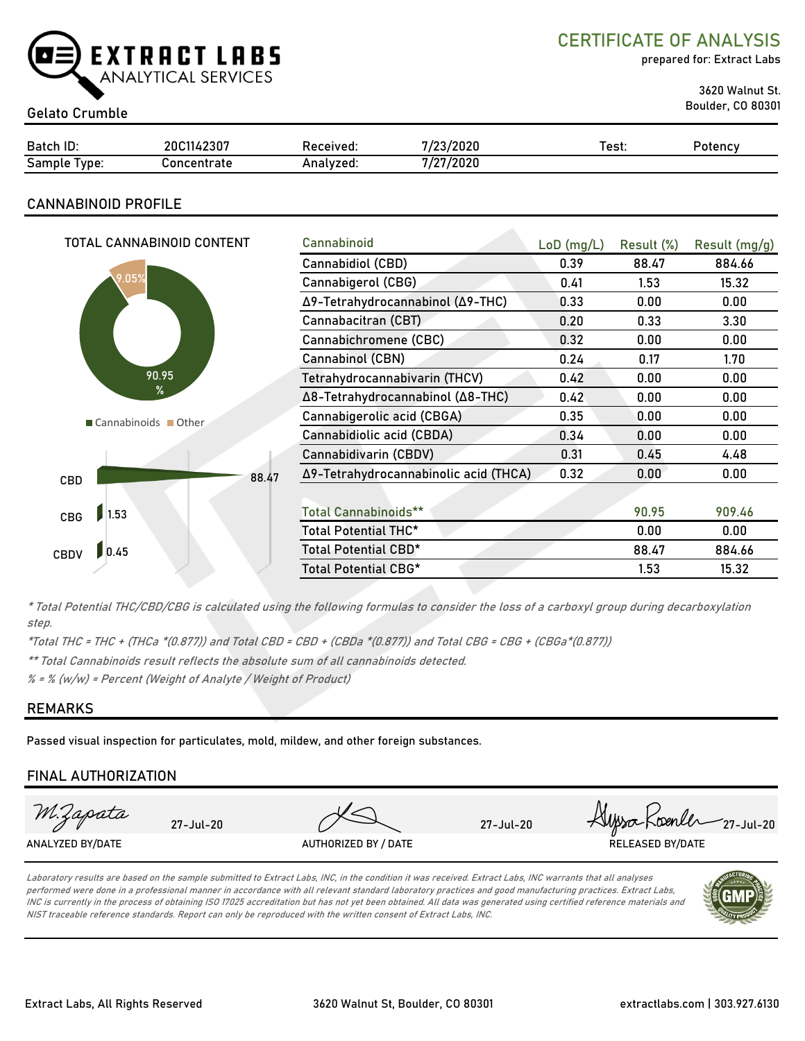# EXTRACT LABS
ANALYTICAL SERVICES

## CERTIFICATE OF ANALYSIS

prepared for: Extract Labs

3620 Walnut St.
Boulder, CO 80301

Gelato Crumble

| Batch ID: | 20C1142307 | Received: | 7/23/2020 | Test: | Potency |
|---|---|---|---|---|---|
| Sample Type: | Concentrate | Analyzed: | 7/27/2020 | | |

## CANNABINOID PROFILE

TOTAL CANNABINOID CONTENT

9.05%

90.95 %

Cannabinoids Other

CBD 88.47

CBG 1.53

CBDV 0.45

| Cannabinoid | LoD (mg/L) | Result (%) | Result (mg/g) |
|---|---|---|---|
| Cannabidiol (CBD) | 0.39 | 88.47 | 884.66 |
| Cannabigerol (CBG) | 0.41 | 1.53 | 15.32 |
| Δ9-Tetrahydrocannabinol (Δ9-THC) | 0.33 | 0.00 | 0.00 |
| Cannabacitran (CBT) | 0.20 | 0.33 | 3.30 |
| Cannabichromene (CBC) | 0.32 | 0.00 | 0.00 |
| Cannabinol (CBN) | 0.24 | 0.17 | 1.70 |
| Tetrahydrocannabivarin (THCV) | 0.42 | 0.00 | 0.00 |
| Δ8-Tetrahydrocannabinol (Δ8-THC) | 0.42 | 0.00 | 0.00 |
| Cannabigerolic acid (CBGA) | 0.35 | 0.00 | 0.00 |
| Cannabidiolic acid (CBDA) | 0.34 | 0.00 | 0.00 |
| Cannabidivarin (CBDV) | 0.31 | 0.45 | 4.48 |
| Δ9-Tetrahydrocannabinolic acid (THCA) | 0.32 | 0.00 | 0.00 |
| | | | |
| Total Cannabinoids** | | 90.95 | 909.46 |
| Total Potential THC* | | 0.00 | 0.00 |
| Total Potential CBD* | | 88.47 | 884.66 |
| Total Potential CBG* | | 1.53 | 15.32 |

*\* Total Potential THC/CBD/CBG is calculated using the following formulas to consider the loss of a carboxyl group during decarboxylation step.*

*\*Total THC = THC + (THCa \*(0.877)) and Total CBD = CBD + (CBDa \*(0.877)) and Total CBG = CBG + (CBGa\*(0.877))*

*\*\* Total Cannabinoids result reflects the absolute sum of all cannabinoids detected.*

*% = % (w/w) = Percent (Weight of Analyte / Weight of Product)*

## REMARKS

Passed visual inspection for particulates, mold, mildew, and other foreign substances.

## FINAL AUTHORIZATION

| M. Zapata 27-Jul-20 | 27-Jul-20 | Alyssa Roenler 27-Jul-20 |
|---|---|---|
| ANALYZED BY/DATE | AUTHORIZED BY / DATE | RELEASED BY/DATE |

*Laboratory results are based on the sample submitted to Extract Labs, INC, in the condition it was received. Extract Labs, INC warrants that all analyses performed were done in a professional manner in accordance with all relevant standard laboratory practices and good manufacturing practices. Extract Labs, INC is currently in the process of obtaining ISO 17025 accreditation but has not yet been obtained. All data was generated using certified reference materials and NIST traceable reference standards. Report can only be reproduced with the written consent of Extract Labs, INC.*

GMP

Extract Labs, All Rights Reserved | 3620 Walnut St, Boulder, CO 80301 | extractlabs.com | 303.927.6130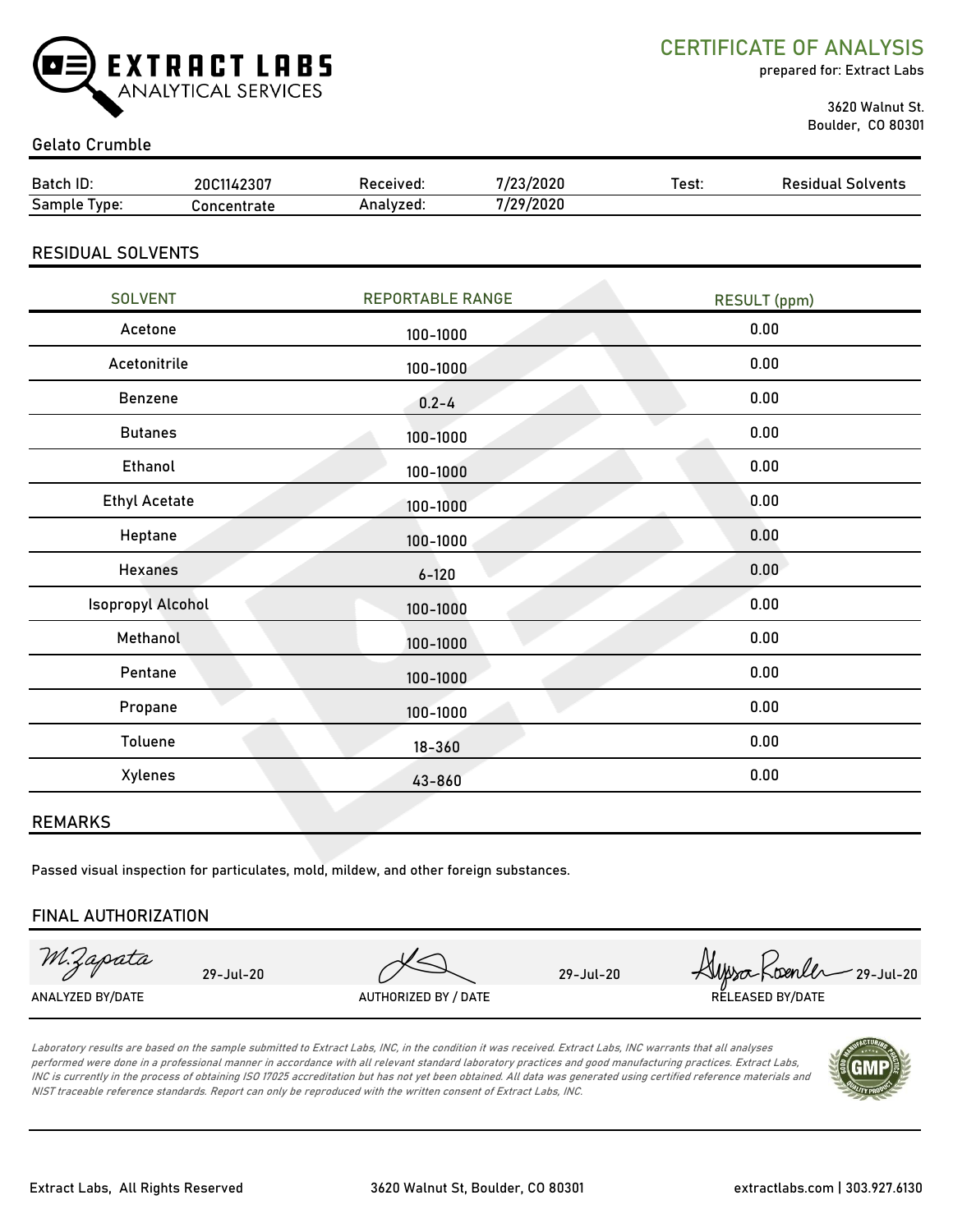# EXTRACT LABS
ANALYTICAL SERVICES

## CERTIFICATE OF ANALYSIS

prepared for: Extract Labs

3620 Walnut St.
Boulder, CO 80301

### Gelato Crumble

| Batch ID: | 20C1142307 | Received: | 7/23/2020 | Test: | Residual Solvents |
|---|---|---|---|---|---|
| Sample Type: | Concentrate | Analyzed: | 7/29/2020 | | |

## RESIDUAL SOLVENTS

| SOLVENT | REPORTABLE RANGE | RESULT (ppm) |
|---|---|---|
| Acetone | 100-1000 | 0.00 |
| Acetonitrile | 100-1000 | 0.00 |
| Benzene | 0.2-4 | 0.00 |
| Butanes | 100-1000 | 0.00 |
| Ethanol | 100-1000 | 0.00 |
| Ethyl Acetate | 100-1000 | 0.00 |
| Heptane | 100-1000 | 0.00 |
| Hexanes | 6-120 | 0.00 |
| Isopropyl Alcohol | 100-1000 | 0.00 |
| Methanol | 100-1000 | 0.00 |
| Pentane | 100-1000 | 0.00 |
| Propane | 100-1000 | 0.00 |
| Toluene | 18-360 | 0.00 |
| Xylenes | 43-860 | 0.00 |

## REMARKS

Passed visual inspection for particulates, mold, mildew, and other foreign substances.

## FINAL AUTHORIZATION

| M.Zapata 29-Jul-20 | 29-Jul-20 | Alyssa Roenler 29-Jul-20 |
|---|---|---|
| ANALYZED BY/DATE | AUTHORIZED BY / DATE | RELEASED BY/DATE |

*Laboratory results are based on the sample submitted to Extract Labs, INC, in the condition it was received. Extract Labs, INC warrants that all analyses performed were done in a professional manner in accordance with all relevant standard laboratory practices and good manufacturing practices. Extract Labs, INC is currently in the process of obtaining ISO 17025 accreditation but has not yet been obtained. All data was generated using certified reference materials and NIST traceable reference standards. Report can only be reproduced with the written consent of Extract Labs, INC.*

Extract Labs, All Rights Reserved | 3620 Walnut St, Boulder, CO 80301 | extractlabs.com | 303.927.6130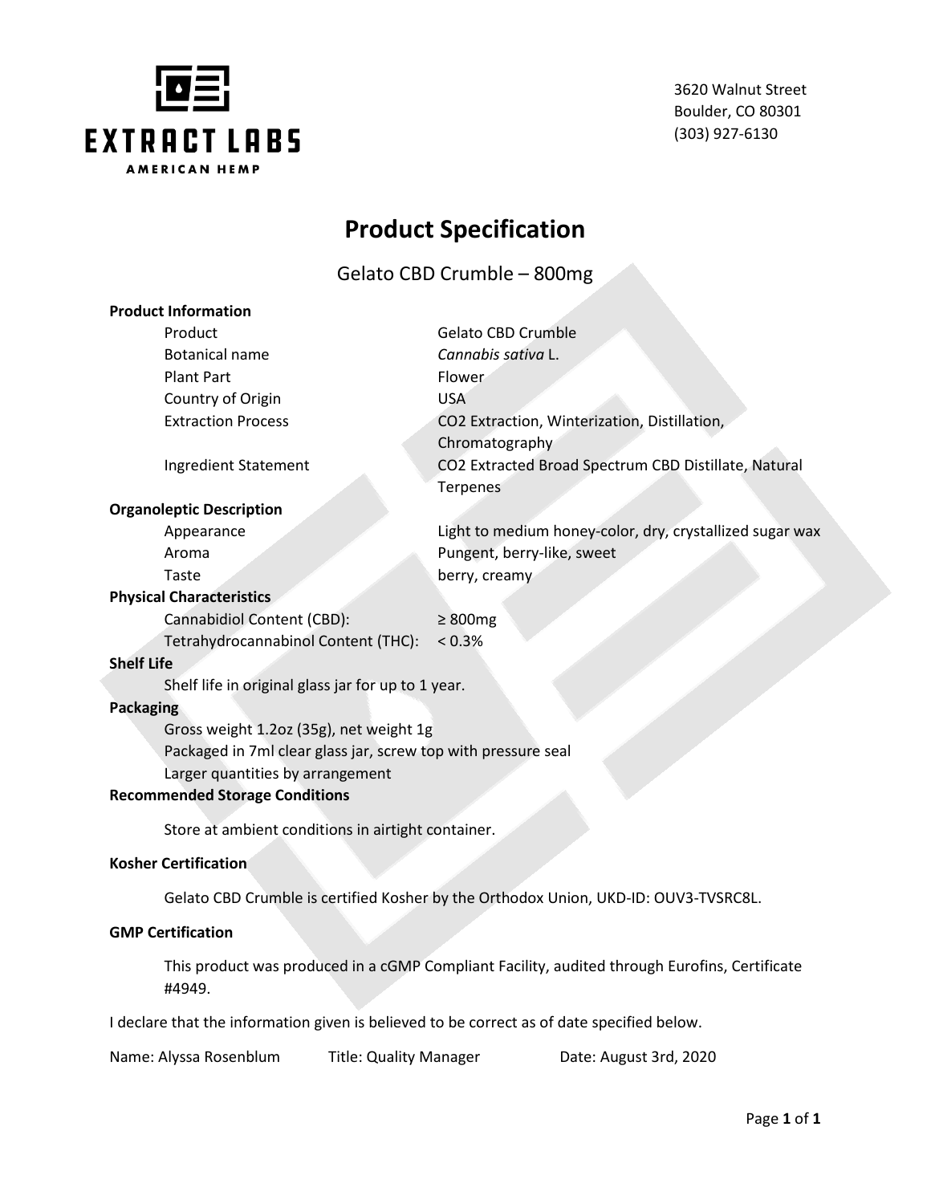**EXTRACT LABS**
**AMERICAN HEMP**

3620 Walnut Street
Boulder, CO 80301
(303) 927-6130

# Product Specification

## Gelato CBD Crumble – 800mg

**Product Information**

| | |
|---|---|
| Product | Gelato CBD Crumble |
| Botanical name | *Cannabis sativa* L. |
| Plant Part | Flower |
| Country of Origin | USA |
| Extraction Process | CO2 Extraction, Winterization, Distillation, Chromatography |
| Ingredient Statement | CO2 Extracted Broad Spectrum CBD Distillate, Natural Terpenes |

**Organoleptic Description**

| | |
|---|---|
| Appearance | Light to medium honey-color, dry, crystallized sugar wax |
| Aroma | Pungent, berry-like, sweet |
| Taste | berry, creamy |

**Physical Characteristics**

| | |
|---|---|
| Cannabidiol Content (CBD): | ≥ 800mg |
| Tetrahydrocannabinol Content (THC): | < 0.3% |

**Shelf Life**

Shelf life in original glass jar for up to 1 year.

**Packaging**

Gross weight 1.2oz (35g), net weight 1g
Packaged in 7ml clear glass jar, screw top with pressure seal
Larger quantities by arrangement

**Recommended Storage Conditions**

Store at ambient conditions in airtight container.

**Kosher Certification**

Gelato CBD Crumble is certified Kosher by the Orthodox Union, UKD-ID: OUV3-TVSRC8L.

**GMP Certification**

This product was produced in a cGMP Compliant Facility, audited through Eurofins, Certificate #4949.

I declare that the information given is believed to be correct as of date specified below.

Name: Alyssa Rosenblum Title: Quality Manager Date: August 3rd, 2020